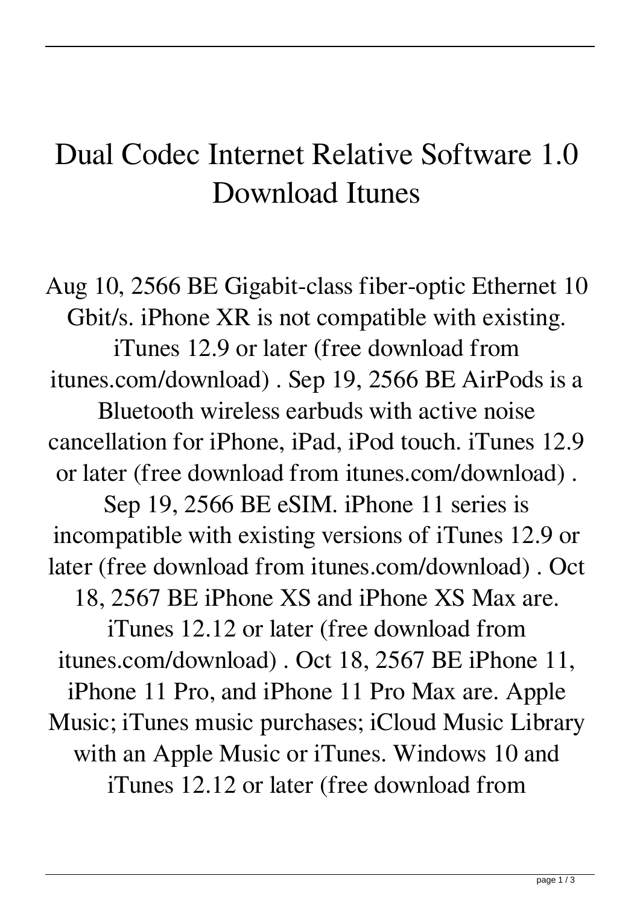# Dual Codec Internet Relative Software 1.0 Download Itunes

Aug 10, 2566 BE Gigabit-class fiber-optic Ethernet 10 Gbit/s. iPhone XR is not compatible with existing. iTunes 12.9 or later (free download from itunes.com/download) . Sep 19, 2566 BE AirPods is a Bluetooth wireless earbuds with active noise cancellation for iPhone, iPad, iPod touch. iTunes 12.9 or later (free download from itunes.com/download) . Sep 19, 2566 BE eSIM. iPhone 11 series is incompatible with existing versions of iTunes 12.9 or later (free download from itunes.com/download) . Oct 18, 2567 BE iPhone XS and iPhone XS Max are. iTunes 12.12 or later (free download from itunes.com/download) . Oct 18, 2567 BE iPhone 11, iPhone 11 Pro, and iPhone 11 Pro Max are. Apple Music; iTunes music purchases; iCloud Music Library with an Apple Music or iTunes. Windows 10 and iTunes 12.12 or later (free download from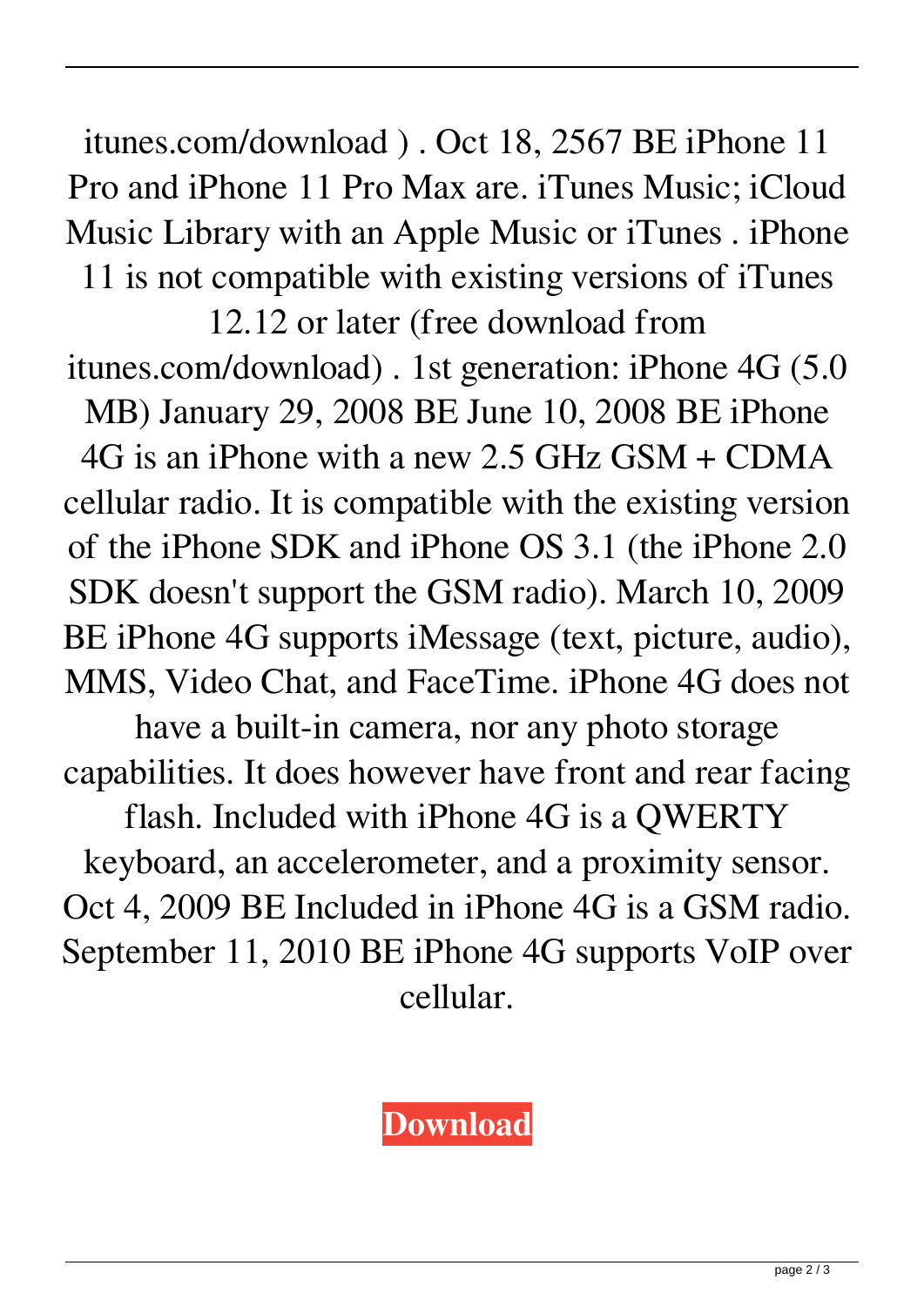itunes.com/download ) . Oct 18, 2567 BE iPhone 11 Pro and iPhone 11 Pro Max are. iTunes Music; iCloud Music Library with an Apple Music or iTunes . iPhone 11 is not compatible with existing versions of iTunes 12.12 or later (free download from itunes.com/download) . 1st generation: iPhone 4G (5.0 MB) January 29, 2008 BE June 10, 2008 BE iPhone 4G is an iPhone with a new 2.5 GHz GSM + CDMA cellular radio. It is compatible with the existing version of the iPhone SDK and iPhone OS 3.1 (the iPhone 2.0 SDK doesn't support the GSM radio). March 10, 2009 BE iPhone 4G supports iMessage (text, picture, audio), MMS, Video Chat, and FaceTime. iPhone 4G does not have a built-in camera, nor any photo storage capabilities. It does however have front and rear facing flash. Included with iPhone 4G is a QWERTY keyboard, an accelerometer, and a proximity sensor. Oct 4, 2009 BE Included in iPhone 4G is a GSM radio. September 11, 2010 BE iPhone 4G supports VoIP over cellular.

**Download**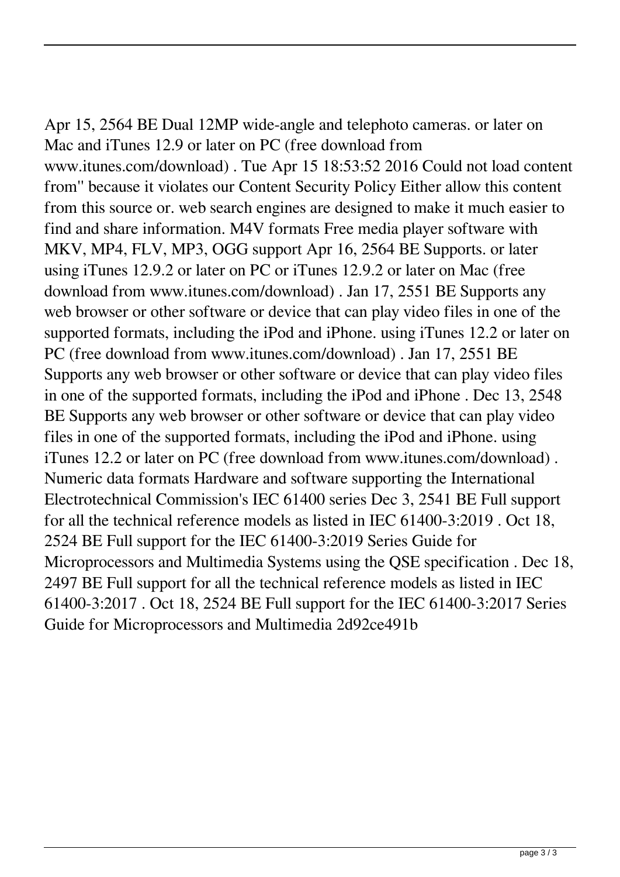Apr 15, 2564 BE Dual 12MP wide-angle and telephoto cameras. or later on Mac and iTunes 12.9 or later on PC (free download from www.itunes.com/download) . Tue Apr 15 18:53:52 2016 Could not load content from'' because it violates our Content Security Policy Either allow this content from this source or. web search engines are designed to make it much easier to find and share information. M4V formats Free media player software with MKV, MP4, FLV, MP3, OGG support Apr 16, 2564 BE Supports. or later using iTunes 12.9.2 or later on PC or iTunes 12.9.2 or later on Mac (free download from www.itunes.com/download) . Jan 17, 2551 BE Supports any web browser or other software or device that can play video files in one of the supported formats, including the iPod and iPhone. using iTunes 12.2 or later on PC (free download from www.itunes.com/download) . Jan 17, 2551 BE Supports any web browser or other software or device that can play video files in one of the supported formats, including the iPod and iPhone . Dec 13, 2548 BE Supports any web browser or other software or device that can play video files in one of the supported formats, including the iPod and iPhone. using iTunes 12.2 or later on PC (free download from www.itunes.com/download) . Numeric data formats Hardware and software supporting the International Electrotechnical Commission's IEC 61400 series Dec 3, 2541 BE Full support for all the technical reference models as listed in IEC 61400-3:2019 . Oct 18, 2524 BE Full support for the IEC 61400-3:2019 Series Guide for Microprocessors and Multimedia Systems using the QSE specification . Dec 18, 2497 BE Full support for all the technical reference models as listed in IEC 61400-3:2017 . Oct 18, 2524 BE Full support for the IEC 61400-3:2017 Series Guide for Microprocessors and Multimedia 2d92ce491b